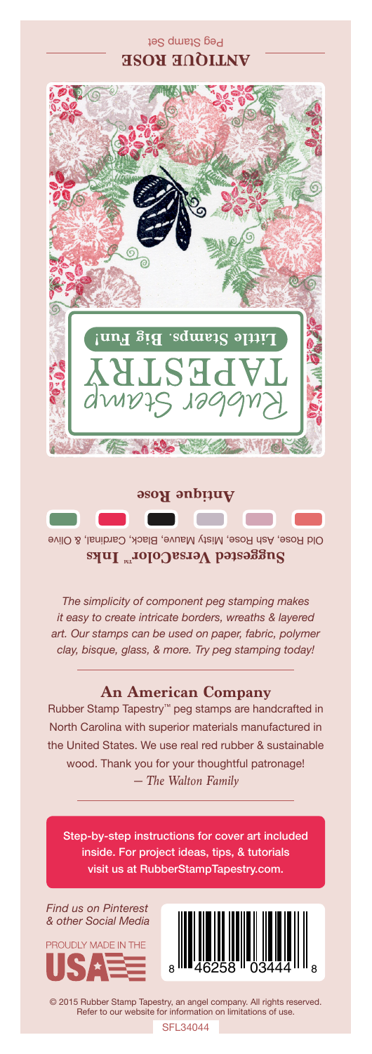## ANTIQUE ROSE
Peg Stamp Set

Rubber Stamp TAPESTRY

Little Stamps. Big Fun!

### Antique Rose

**Suggested VersaColor™ Inks**

Old Rose, Ash Rose, Misty Mauve, Black, Cardinal, & Olive

*The simplicity of component peg stamping makes it easy to create intricate borders, wreaths & layered art. Our stamps can be used on paper, fabric, polymer clay, bisque, glass, & more. Try peg stamping today!*

---

## An American Company

Rubber Stamp Tapestry™ peg stamps are handcrafted in North Carolina with superior materials manufactured in the United States. We use real red rubber & sustainable wood. Thank you for your thoughtful patronage!
*— The Walton Family*

---

Step-by-step instructions for cover art included inside. For project ideas, tips, & tutorials visit us at RubberStampTapestry.com.

*Find us on Pinterest & other Social Media*

PROUDLY MADE IN THE USA

8 46258 03444 8

© 2015 Rubber Stamp Tapestry, an angel company. All rights reserved. Refer to our website for information on limitations of use.

SFL34044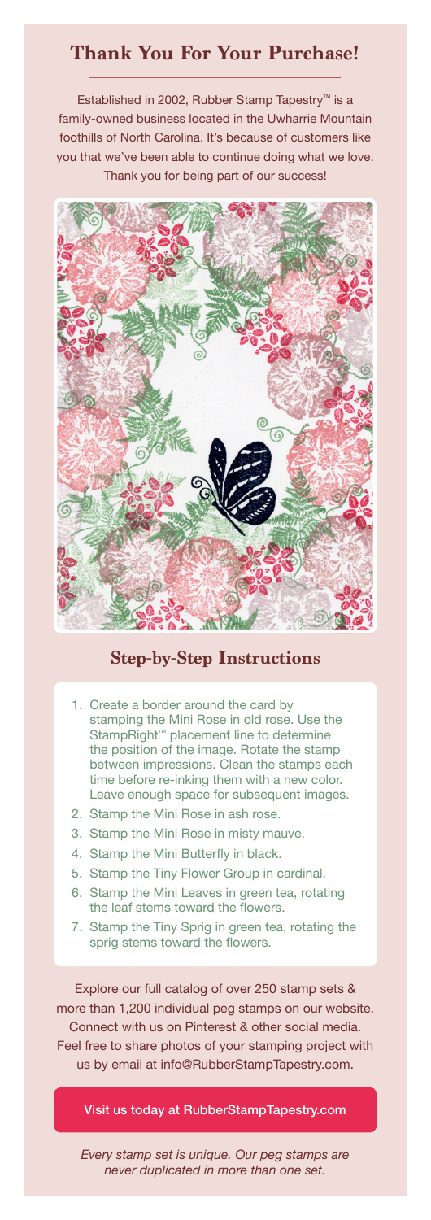## Thank You For Your Purchase!

Established in 2002, Rubber Stamp Tapestry™ is a family-owned business located in the Uwharrie Mountain foothills of North Carolina. It's because of customers like you that we've been able to continue doing what we love. Thank you for being part of our success!

## Step-by-Step Instructions

1. Create a border around the card by stamping the Mini Rose in old rose. Use the StampRight™ placement line to determine the position of the image. Rotate the stamp between impressions. Clean the stamps each time before re-inking them with a new color. Leave enough space for subsequent images.
2. Stamp the Mini Rose in ash rose.
3. Stamp the Mini Rose in misty mauve.
4. Stamp the Mini Butterfly in black.
5. Stamp the Tiny Flower Group in cardinal.
6. Stamp the Mini Leaves in green tea, rotating the leaf stems toward the flowers.
7. Stamp the Tiny Sprig in green tea, rotating the sprig stems toward the flowers.

Explore our full catalog of over 250 stamp sets & more than 1,200 individual peg stamps on our website. Connect with us on Pinterest & other social media. Feel free to share photos of your stamping project with us by email at info@RubberStampTapestry.com.

**Visit us today at RubberStampTapestry.com**

*Every stamp set is unique. Our peg stamps are never duplicated in more than one set.*